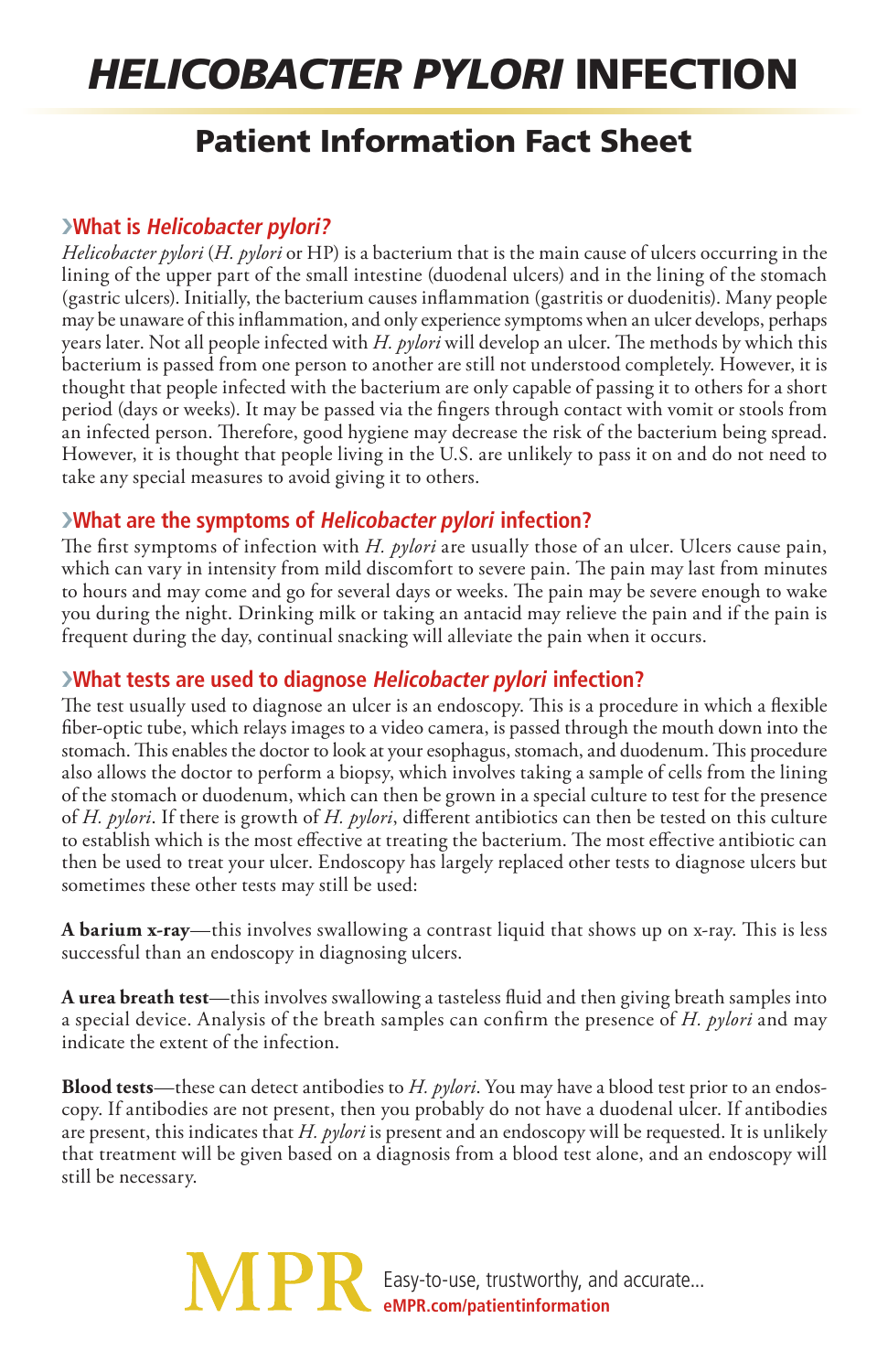# *HELICOBACTER PYLORI* INFECTION

## Patient Information Fact Sheet

### What is *Helicobacter pylori?*

*Helicobacter pylori* (*H. pylori* or HP) is a bacterium that is the main cause of ulcers occurring in the lining of the upper part of the small intestine (duodenal ulcers) and in the lining of the stomach (gastric ulcers). Initially, the bacterium causes inflammation (gastritis or duodenitis). Many people may be unaware of this inflammation, and only experience symptoms when an ulcer develops, perhaps years later. Not all people infected with *H. pylori* will develop an ulcer. The methods by which this bacterium is passed from one person to another are still not understood completely. However, it is thought that people infected with the bacterium are only capable of passing it to others for a short period (days or weeks). It may be passed via the fingers through contact with vomit or stools from an infected person. Therefore, good hygiene may decrease the risk of the bacterium being spread. However, it is thought that people living in the U.S. are unlikely to pass it on and do not need to take any special measures to avoid giving it to others.

### What are the symptoms of *Helicobacter pylori* infection?

The first symptoms of infection with *H. pylori* are usually those of an ulcer. Ulcers cause pain, which can vary in intensity from mild discomfort to severe pain. The pain may last from minutes to hours and may come and go for several days or weeks. The pain may be severe enough to wake you during the night. Drinking milk or taking an antacid may relieve the pain and if the pain is frequent during the day, continual snacking will alleviate the pain when it occurs.

### What tests are used to diagnose *Helicobacter pylori* infection?

The test usually used to diagnose an ulcer is an endoscopy. This is a procedure in which a flexible fiber-optic tube, which relays images to a video camera, is passed through the mouth down into the stomach. This enables the doctor to look at your esophagus, stomach, and duodenum. This procedure also allows the doctor to perform a biopsy, which involves taking a sample of cells from the lining of the stomach or duodenum, which can then be grown in a special culture to test for the presence of *H. pylori*. If there is growth of *H. pylori*, different antibiotics can then be tested on this culture to establish which is the most effective at treating the bacterium. The most effective antibiotic can then be used to treat your ulcer. Endoscopy has largely replaced other tests to diagnose ulcers but sometimes these other tests may still be used:

**A barium x-ray**—this involves swallowing a contrast liquid that shows up on x-ray. This is less successful than an endoscopy in diagnosing ulcers.

**A urea breath test**—this involves swallowing a tasteless fluid and then giving breath samples into a special device. Analysis of the breath samples can confirm the presence of *H. pylori* and may indicate the extent of the infection.

**Blood tests**—these can detect antibodies to *H. pylori*. You may have a blood test prior to an endoscopy. If antibodies are not present, then you probably do not have a duodenal ulcer. If antibodies are present, this indicates that *H. pylori* is present and an endoscopy will be requested. It is unlikely that treatment will be given based on a diagnosis from a blood test alone, and an endoscopy will still be necessary.

MPR Easy-to-use, trustworthy, and accurate...
**eMPR.com/patientinformation**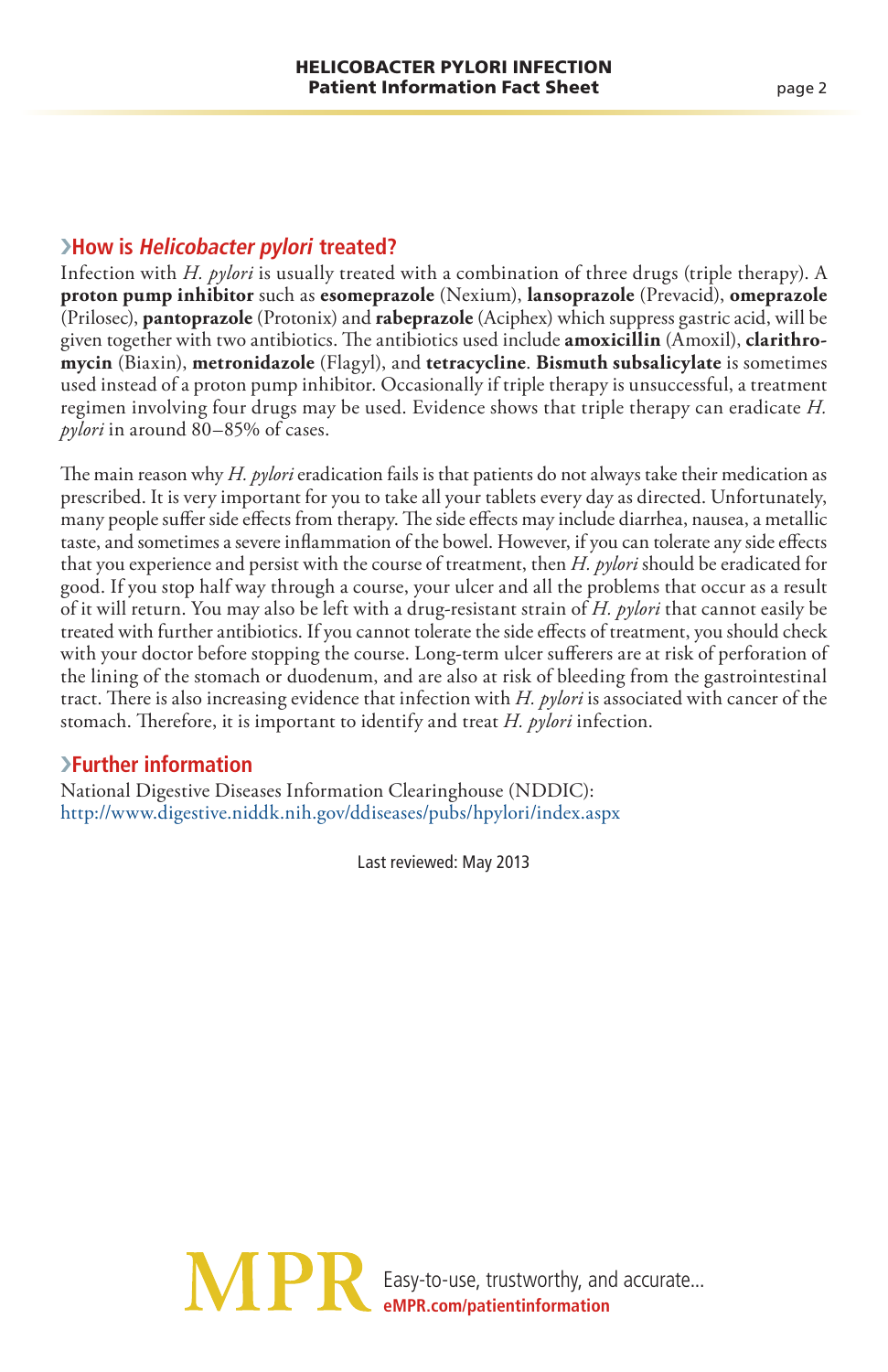## How is *Helicobacter pylori* treated?

Infection with *H. pylori* is usually treated with a combination of three drugs (triple therapy). A **proton pump inhibitor** such as **esomeprazole** (Nexium), **lansoprazole** (Prevacid), **omeprazole** (Prilosec), **pantoprazole** (Protonix) and **rabeprazole** (Aciphex) which suppress gastric acid, will be given together with two antibiotics. The antibiotics used include **amoxicillin** (Amoxil), **clarithromycin** (Biaxin), **metronidazole** (Flagyl), and **tetracycline**. **Bismuth subsalicylate** is sometimes used instead of a proton pump inhibitor. Occasionally if triple therapy is unsuccessful, a treatment regimen involving four drugs may be used. Evidence shows that triple therapy can eradicate *H. pylori* in around 80–85% of cases.

The main reason why *H. pylori* eradication fails is that patients do not always take their medication as prescribed. It is very important for you to take all your tablets every day as directed. Unfortunately, many people suffer side effects from therapy. The side effects may include diarrhea, nausea, a metallic taste, and sometimes a severe inflammation of the bowel. However, if you can tolerate any side effects that you experience and persist with the course of treatment, then *H. pylori* should be eradicated for good. If you stop half way through a course, your ulcer and all the problems that occur as a result of it will return. You may also be left with a drug-resistant strain of *H. pylori* that cannot easily be treated with further antibiotics. If you cannot tolerate the side effects of treatment, you should check with your doctor before stopping the course. Long-term ulcer sufferers are at risk of perforation of the lining of the stomach or duodenum, and are also at risk of bleeding from the gastrointestinal tract. There is also increasing evidence that infection with *H. pylori* is associated with cancer of the stomach. Therefore, it is important to identify and treat *H. pylori* infection.

## Further information

National Digestive Diseases Information Clearinghouse (NDDIC):
http://www.digestive.niddk.nih.gov/ddiseases/pubs/hpylori/index.aspx

Last reviewed: May 2013

MPR Easy-to-use, trustworthy, and accurate...
**eMPR.com/patientinformation**